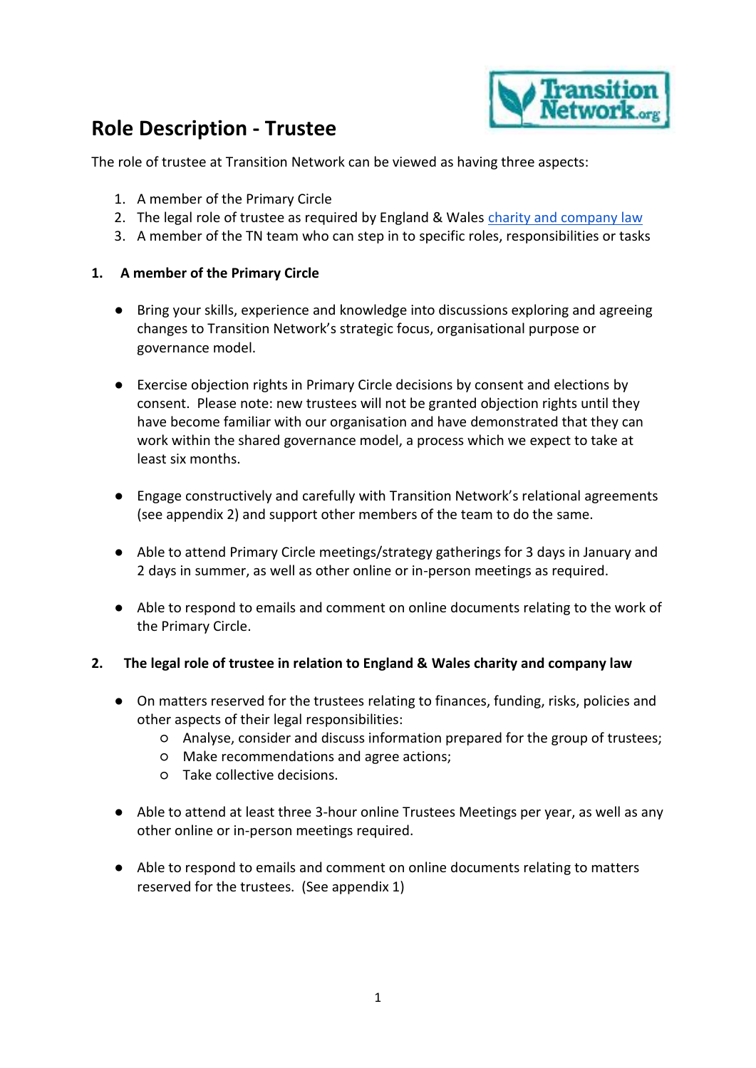# Role Description - Trustee

The role of trustee at Transition Network can be viewed as having three aspects:

1. A member of the Primary Circle
2. The legal role of trustee as required by England & Wales [charity and company law]
3. A member of the TN team who can step in to specific roles, responsibilities or tasks

## 1. A member of the Primary Circle

- Bring your skills, experience and knowledge into discussions exploring and agreeing changes to Transition Network's strategic focus, organisational purpose or governance model.

- Exercise objection rights in Primary Circle decisions by consent and elections by consent. Please note: new trustees will not be granted objection rights until they have become familiar with our organisation and have demonstrated that they can work within the shared governance model, a process which we expect to take at least six months.

- Engage constructively and carefully with Transition Network's relational agreements (see appendix 2) and support other members of the team to do the same.

- Able to attend Primary Circle meetings/strategy gatherings for 3 days in January and 2 days in summer, as well as other online or in-person meetings as required.

- Able to respond to emails and comment on online documents relating to the work of the Primary Circle.

## 2. The legal role of trustee in relation to England & Wales charity and company law

- On matters reserved for the trustees relating to finances, funding, risks, policies and other aspects of their legal responsibilities:
  - Analyse, consider and discuss information prepared for the group of trustees;
  - Make recommendations and agree actions;
  - Take collective decisions.

- Able to attend at least three 3-hour online Trustees Meetings per year, as well as any other online or in-person meetings required.

- Able to respond to emails and comment on online documents relating to matters reserved for the trustees. (See appendix 1)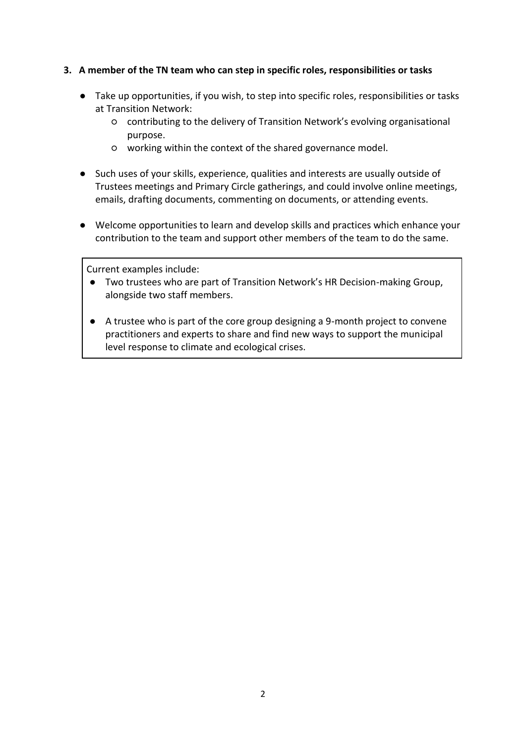**3. A member of the TN team who can step in specific roles, responsibilities or tasks**

- Take up opportunities, if you wish, to step into specific roles, responsibilities or tasks at Transition Network:
  - contributing to the delivery of Transition Network's evolving organisational purpose.
  - working within the context of the shared governance model.

- Such uses of your skills, experience, qualities and interests are usually outside of Trustees meetings and Primary Circle gatherings, and could involve online meetings, emails, drafting documents, commenting on documents, or attending events.

- Welcome opportunities to learn and develop skills and practices which enhance your contribution to the team and support other members of the team to do the same.

Current examples include:

- Two trustees who are part of Transition Network's HR Decision-making Group, alongside two staff members.

- A trustee who is part of the core group designing a 9-month project to convene practitioners and experts to share and find new ways to support the municipal level response to climate and ecological crises.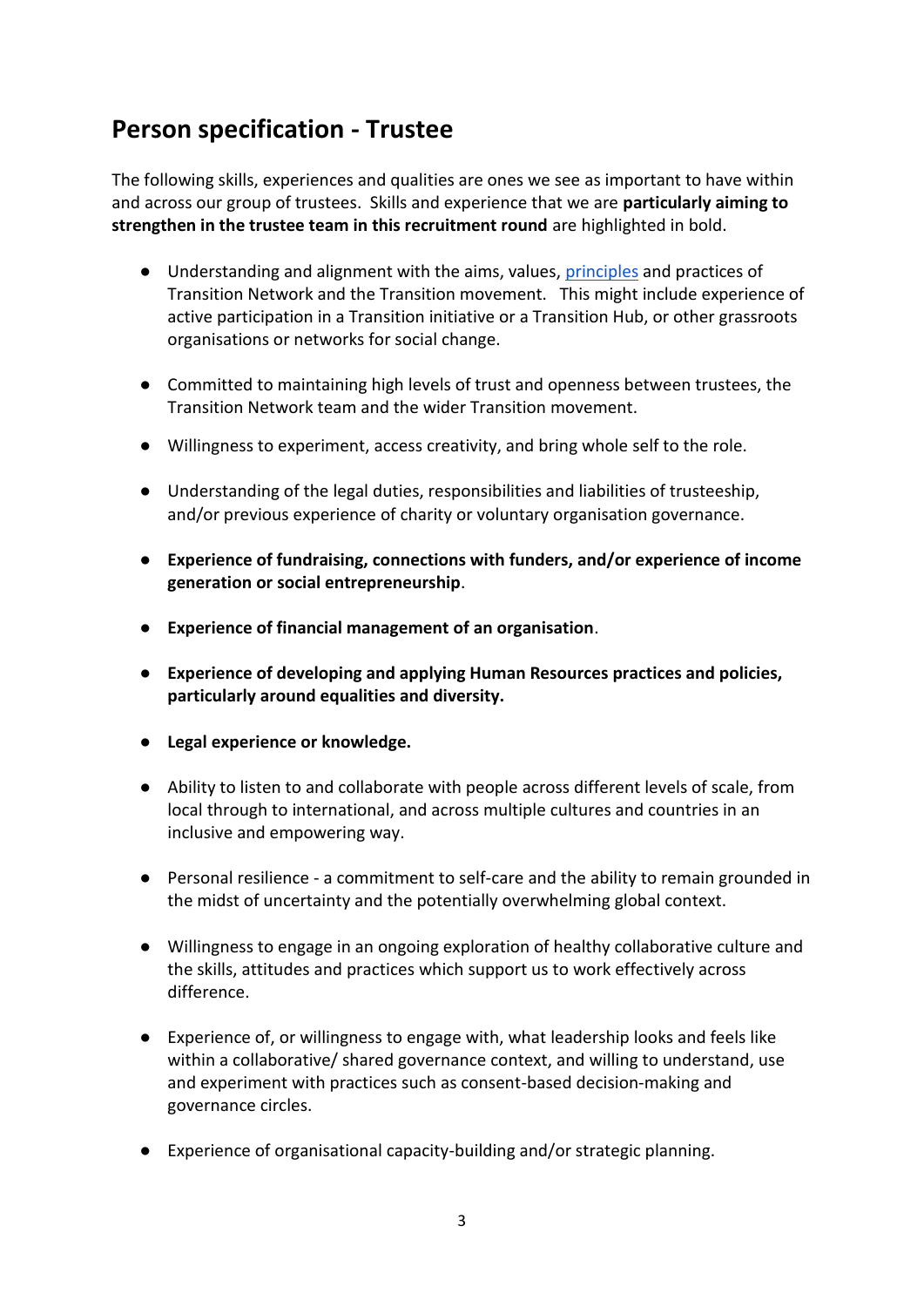## Person specification - Trustee

The following skills, experiences and qualities are ones we see as important to have within and across our group of trustees. Skills and experience that we are **particularly aiming to strengthen in the trustee team in this recruitment round** are highlighted in bold.

- Understanding and alignment with the aims, values, principles and practices of Transition Network and the Transition movement. This might include experience of active participation in a Transition initiative or a Transition Hub, or other grassroots organisations or networks for social change.
- Committed to maintaining high levels of trust and openness between trustees, the Transition Network team and the wider Transition movement.
- Willingness to experiment, access creativity, and bring whole self to the role.
- Understanding of the legal duties, responsibilities and liabilities of trusteeship, and/or previous experience of charity or voluntary organisation governance.
- **Experience of fundraising, connections with funders, and/or experience of income generation or social entrepreneurship**.
- **Experience of financial management of an organisation**.
- **Experience of developing and applying Human Resources practices and policies, particularly around equalities and diversity.**
- **Legal experience or knowledge.**
- Ability to listen to and collaborate with people across different levels of scale, from local through to international, and across multiple cultures and countries in an inclusive and empowering way.
- Personal resilience - a commitment to self-care and the ability to remain grounded in the midst of uncertainty and the potentially overwhelming global context.
- Willingness to engage in an ongoing exploration of healthy collaborative culture and the skills, attitudes and practices which support us to work effectively across difference.
- Experience of, or willingness to engage with, what leadership looks and feels like within a collaborative/ shared governance context, and willing to understand, use and experiment with practices such as consent-based decision-making and governance circles.
- Experience of organisational capacity-building and/or strategic planning.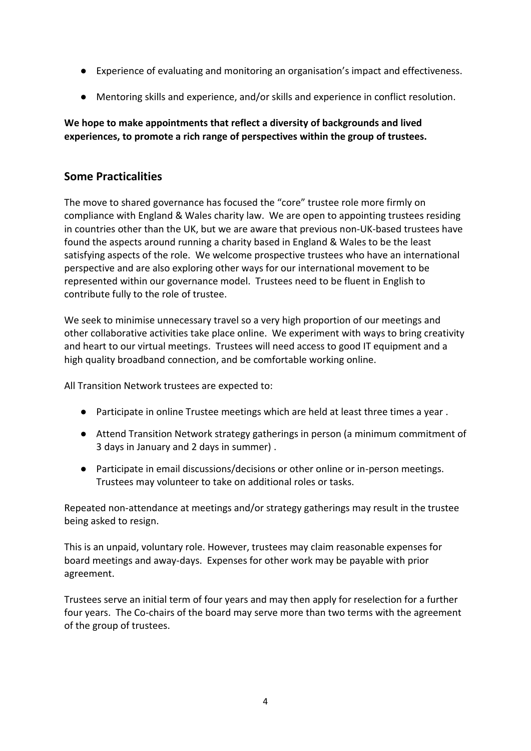- Experience of evaluating and monitoring an organisation's impact and effectiveness.
- Mentoring skills and experience, and/or skills and experience in conflict resolution.

**We hope to make appointments that reflect a diversity of backgrounds and lived experiences, to promote a rich range of perspectives within the group of trustees.**

## Some Practicalities

The move to shared governance has focused the "core" trustee role more firmly on compliance with England & Wales charity law. We are open to appointing trustees residing in countries other than the UK, but we are aware that previous non-UK-based trustees have found the aspects around running a charity based in England & Wales to be the least satisfying aspects of the role. We welcome prospective trustees who have an international perspective and are also exploring other ways for our international movement to be represented within our governance model. Trustees need to be fluent in English to contribute fully to the role of trustee.

We seek to minimise unnecessary travel so a very high proportion of our meetings and other collaborative activities take place online. We experiment with ways to bring creativity and heart to our virtual meetings. Trustees will need access to good IT equipment and a high quality broadband connection, and be comfortable working online.

All Transition Network trustees are expected to:

- Participate in online Trustee meetings which are held at least three times a year .
- Attend Transition Network strategy gatherings in person (a minimum commitment of 3 days in January and 2 days in summer) .
- Participate in email discussions/decisions or other online or in-person meetings. Trustees may volunteer to take on additional roles or tasks.

Repeated non-attendance at meetings and/or strategy gatherings may result in the trustee being asked to resign.

This is an unpaid, voluntary role. However, trustees may claim reasonable expenses for board meetings and away-days. Expenses for other work may be payable with prior agreement.

Trustees serve an initial term of four years and may then apply for reselection for a further four years. The Co-chairs of the board may serve more than two terms with the agreement of the group of trustees.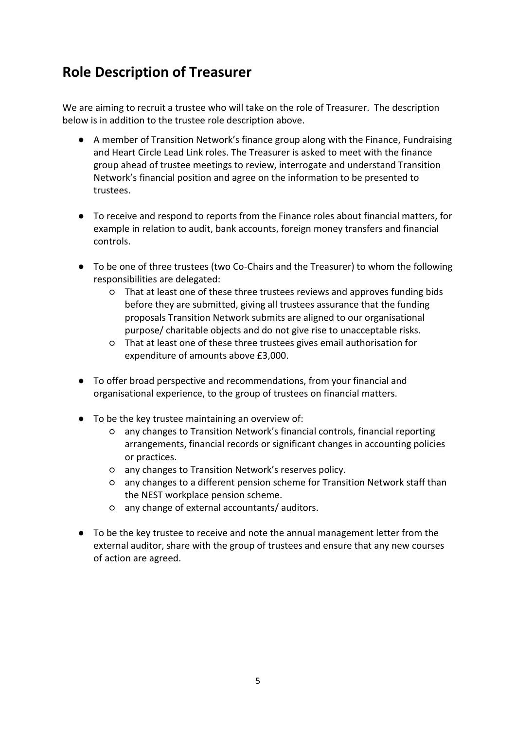## Role Description of Treasurer

We are aiming to recruit a trustee who will take on the role of Treasurer. The description below is in addition to the trustee role description above.

- A member of Transition Network's finance group along with the Finance, Fundraising and Heart Circle Lead Link roles. The Treasurer is asked to meet with the finance group ahead of trustee meetings to review, interrogate and understand Transition Network's financial position and agree on the information to be presented to trustees.

- To receive and respond to reports from the Finance roles about financial matters, for example in relation to audit, bank accounts, foreign money transfers and financial controls.

- To be one of three trustees (two Co-Chairs and the Treasurer) to whom the following responsibilities are delegated:
    - That at least one of these three trustees reviews and approves funding bids before they are submitted, giving all trustees assurance that the funding proposals Transition Network submits are aligned to our organisational purpose/ charitable objects and do not give rise to unacceptable risks.
    - That at least one of these three trustees gives email authorisation for expenditure of amounts above £3,000.

- To offer broad perspective and recommendations, from your financial and organisational experience, to the group of trustees on financial matters.

- To be the key trustee maintaining an overview of:
    - any changes to Transition Network's financial controls, financial reporting arrangements, financial records or significant changes in accounting policies or practices.
    - any changes to Transition Network's reserves policy.
    - any changes to a different pension scheme for Transition Network staff than the NEST workplace pension scheme.
    - any change of external accountants/ auditors.

- To be the key trustee to receive and note the annual management letter from the external auditor, share with the group of trustees and ensure that any new courses of action are agreed.